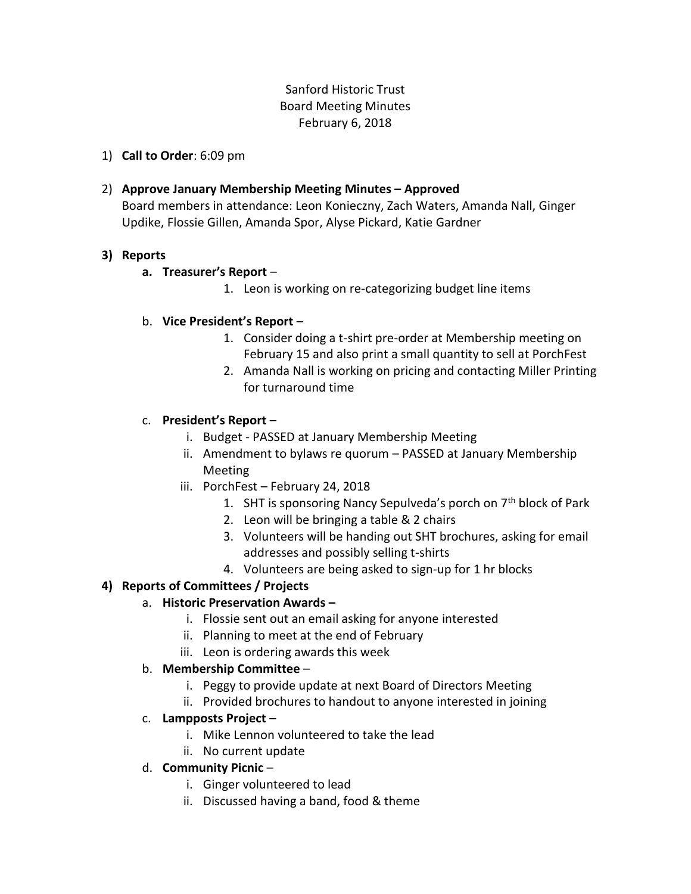Sanford Historic Trust
Board Meeting Minutes
February 6, 2018

1) **Call to Order**: 6:09 pm

2) **Approve January Membership Meeting Minutes – Approved**
   Board members in attendance: Leon Konieczny, Zach Waters, Amanda Nall, Ginger Updike, Flossie Gillen, Amanda Spor, Alyse Pickard, Katie Gardner

3) **Reports**
   a. **Treasurer's Report** –
      1. Leon is working on re-categorizing budget line items

   b. **Vice President's Report** –
      1. Consider doing a t-shirt pre-order at Membership meeting on February 15 and also print a small quantity to sell at PorchFest
      2. Amanda Nall is working on pricing and contacting Miller Printing for turnaround time

   c. **President's Report** –
      i. Budget - PASSED at January Membership Meeting
      ii. Amendment to bylaws re quorum – PASSED at January Membership Meeting
      iii. PorchFest – February 24, 2018
         1. SHT is sponsoring Nancy Sepulveda's porch on 7th block of Park
         2. Leon will be bringing a table & 2 chairs
         3. Volunteers will be handing out SHT brochures, asking for email addresses and possibly selling t-shirts
         4. Volunteers are being asked to sign-up for 1 hr blocks

4) **Reports of Committees / Projects**
   a. **Historic Preservation Awards –**
      i. Flossie sent out an email asking for anyone interested
      ii. Planning to meet at the end of February
      iii. Leon is ordering awards this week
   b. **Membership Committee** –
      i. Peggy to provide update at next Board of Directors Meeting
      ii. Provided brochures to handout to anyone interested in joining
   c. **Lampposts Project** –
      i. Mike Lennon volunteered to take the lead
      ii. No current update
   d. **Community Picnic** –
      i. Ginger volunteered to lead
      ii. Discussed having a band, food & theme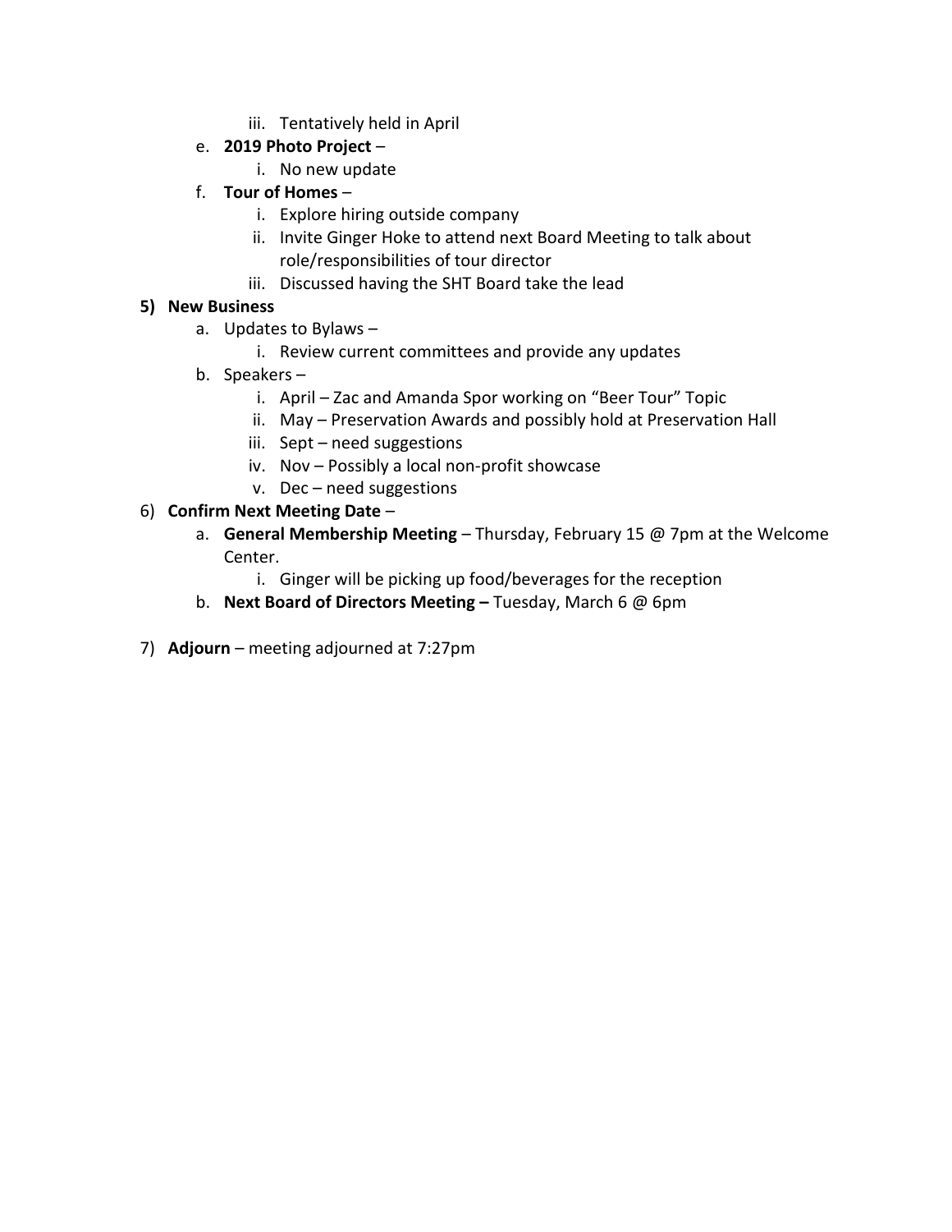iii. Tentatively held in April

e. **2019 Photo Project** –
   i. No new update

f. **Tour of Homes** –
   i. Explore hiring outside company
   ii. Invite Ginger Hoke to attend next Board Meeting to talk about role/responsibilities of tour director
   iii. Discussed having the SHT Board take the lead

**5) New Business**

a. Updates to Bylaws –
   i. Review current committees and provide any updates

b. Speakers –
   i. April – Zac and Amanda Spor working on "Beer Tour" Topic
   ii. May – Preservation Awards and possibly hold at Preservation Hall
   iii. Sept – need suggestions
   iv. Nov – Possibly a local non-profit showcase
   v. Dec – need suggestions

6) **Confirm Next Meeting Date** –

a. **General Membership Meeting** – Thursday, February 15 @ 7pm at the Welcome Center.
   i. Ginger will be picking up food/beverages for the reception

b. **Next Board of Directors Meeting –** Tuesday, March 6 @ 6pm

7) **Adjourn** – meeting adjourned at 7:27pm